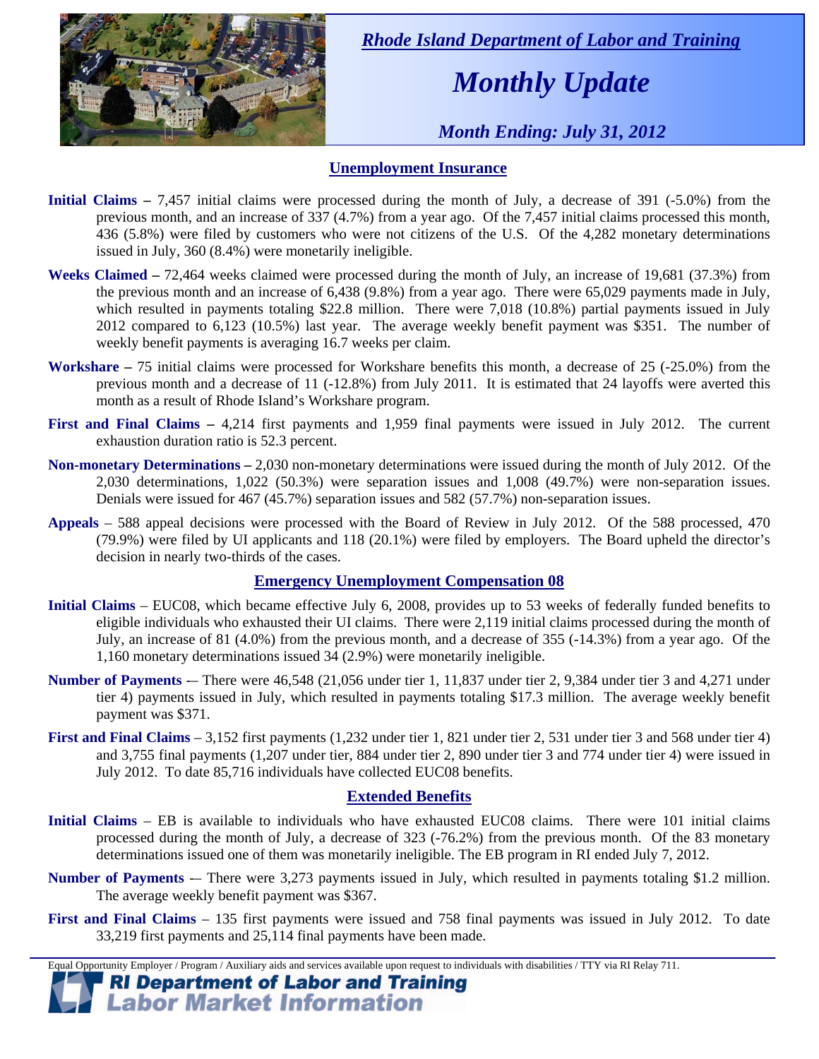*Rhode Island Department of Labor and Training*

# *Monthly Update*

*Month Ending: July 31, 2012*

## Unemployment Insurance

**Initial Claims –** 7,457 initial claims were processed during the month of July, a decrease of 391 (-5.0%) from the previous month, and an increase of 337 (4.7%) from a year ago. Of the 7,457 initial claims processed this month, 436 (5.8%) were filed by customers who were not citizens of the U.S. Of the 4,282 monetary determinations issued in July, 360 (8.4%) were monetarily ineligible.

**Weeks Claimed –** 72,464 weeks claimed were processed during the month of July, an increase of 19,681 (37.3%) from the previous month and an increase of 6,438 (9.8%) from a year ago. There were 65,029 payments made in July, which resulted in payments totaling $22.8 million. There were 7,018 (10.8%) partial payments issued in July 2012 compared to 6,123 (10.5%) last year. The average weekly benefit payment was $351. The number of weekly benefit payments is averaging 16.7 weeks per claim.

**Workshare –** 75 initial claims were processed for Workshare benefits this month, a decrease of 25 (-25.0%) from the previous month and a decrease of 11 (-12.8%) from July 2011. It is estimated that 24 layoffs were averted this month as a result of Rhode Island's Workshare program.

**First and Final Claims –** 4,214 first payments and 1,959 final payments were issued in July 2012. The current exhaustion duration ratio is 52.3 percent.

**Non-monetary Determinations –** 2,030 non-monetary determinations were issued during the month of July 2012. Of the 2,030 determinations, 1,022 (50.3%) were separation issues and 1,008 (49.7%) were non-separation issues. Denials were issued for 467 (45.7%) separation issues and 582 (57.7%) non-separation issues.

**Appeals** – 588 appeal decisions were processed with the Board of Review in July 2012. Of the 588 processed, 470 (79.9%) were filed by UI applicants and 118 (20.1%) were filed by employers. The Board upheld the director's decision in nearly two-thirds of the cases.

## Emergency Unemployment Compensation 08

**Initial Claims** – EUC08, which became effective July 6, 2008, provides up to 53 weeks of federally funded benefits to eligible individuals who exhausted their UI claims. There were 2,119 initial claims processed during the month of July, an increase of 81 (4.0%) from the previous month, and a decrease of 355 (-14.3%) from a year ago. Of the 1,160 monetary determinations issued 34 (2.9%) were monetarily ineligible.

**Number of Payments** -– There were 46,548 (21,056 under tier 1, 11,837 under tier 2, 9,384 under tier 3 and 4,271 under tier 4) payments issued in July, which resulted in payments totaling $17.3 million. The average weekly benefit payment was $371.

**First and Final Claims** – 3,152 first payments (1,232 under tier 1, 821 under tier 2, 531 under tier 3 and 568 under tier 4) and 3,755 final payments (1,207 under tier, 884 under tier 2, 890 under tier 3 and 774 under tier 4) were issued in July 2012. To date 85,716 individuals have collected EUC08 benefits.

## Extended Benefits

**Initial Claims** – EB is available to individuals who have exhausted EUC08 claims. There were 101 initial claims processed during the month of July, a decrease of 323 (-76.2%) from the previous month. Of the 83 monetary determinations issued one of them was monetarily ineligible. The EB program in RI ended July 7, 2012.

**Number of Payments** -– There were 3,273 payments issued in July, which resulted in payments totaling $1.2 million. The average weekly benefit payment was $367.

**First and Final Claims** – 135 first payments were issued and 758 final payments was issued in July 2012. To date 33,219 first payments and 25,114 final payments have been made.

Equal Opportunity Employer / Program / Auxiliary aids and services available upon request to individuals with disabilities / TTY via RI Relay 711.

**RI Department of Labor and Training**
**Labor Market Information**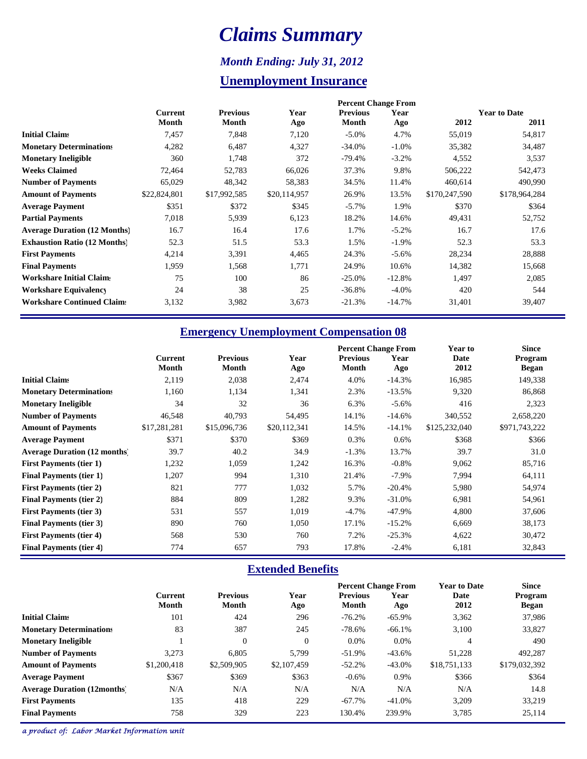# *Claims Summary*

## *Month Ending: July 31, 2012*

## Unemployment Insurance

| | Current Month | Previous Month | Year Ago | Percent Change From Previous Month | Percent Change From Year Ago | Year to Date 2012 | Year to Date 2011 |
|---|---|---|---|---|---|---|---|
| **Initial Claims** | 7,457 | 7,848 | 7,120 | -5.0% | 4.7% | 55,019 | 54,817 |
| **Monetary Determinations** | 4,282 | 6,487 | 4,327 | -34.0% | -1.0% | 35,382 | 34,487 |
| **Monetary Ineligible** | 360 | 1,748 | 372 | -79.4% | -3.2% | 4,552 | 3,537 |
| **Weeks Claimed** | 72,464 | 52,783 | 66,026 | 37.3% | 9.8% | 506,222 | 542,473 |
| **Number of Payments** | 65,029 | 48,342 | 58,383 | 34.5% | 11.4% | 460,614 | 490,990 |
| **Amount of Payments** | $22,824,801 | $17,992,585 | $20,114,957 | 26.9% | 13.5% | $170,247,590 | $178,964,284 |
| **Average Payment** | $351 | $372 | $345 | -5.7% | 1.9% | $370 | $364 |
| **Partial Payments** | 7,018 | 5,939 | 6,123 | 18.2% | 14.6% | 49,431 | 52,752 |
| **Average Duration (12 Months)** | 16.7 | 16.4 | 17.6 | 1.7% | -5.2% | 16.7 | 17.6 |
| **Exhaustion Ratio (12 Months)** | 52.3 | 51.5 | 53.3 | 1.5% | -1.9% | 52.3 | 53.3 |
| **First Payments** | 4,214 | 3,391 | 4,465 | 24.3% | -5.6% | 28,234 | 28,888 |
| **Final Payments** | 1,959 | 1,568 | 1,771 | 24.9% | 10.6% | 14,382 | 15,668 |
| **Workshare Initial Claims** | 75 | 100 | 86 | -25.0% | -12.8% | 1,497 | 2,085 |
| **Workshare Equivalency** | 24 | 38 | 25 | -36.8% | -4.0% | 420 | 544 |
| **Workshare Continued Claims** | 3,132 | 3,982 | 3,673 | -21.3% | -14.7% | 31,401 | 39,407 |

## Emergency Unemployment Compensation 08

| | Current Month | Previous Month | Year Ago | Percent Change From Previous Month | Percent Change From Year Ago | Year to Date 2012 | Since Program Began |
|---|---|---|---|---|---|---|---|
| **Initial Claims** | 2,119 | 2,038 | 2,474 | 4.0% | -14.3% | 16,985 | 149,338 |
| **Monetary Determinations** | 1,160 | 1,134 | 1,341 | 2.3% | -13.5% | 9,320 | 86,868 |
| **Monetary Ineligible** | 34 | 32 | 36 | 6.3% | -5.6% | 416 | 2,323 |
| **Number of Payments** | 46,548 | 40,793 | 54,495 | 14.1% | -14.6% | 340,552 | 2,658,220 |
| **Amount of Payments** | $17,281,281 | $15,096,736 | $20,112,341 | 14.5% | -14.1% | $125,232,040 | $971,743,222 |
| **Average Payment** | $371 | $370 | $369 | 0.3% | 0.6% | $368 | $366 |
| **Average Duration (12 months)** | 39.7 | 40.2 | 34.9 | -1.3% | 13.7% | 39.7 | 31.0 |
| **First Payments (tier 1)** | 1,232 | 1,059 | 1,242 | 16.3% | -0.8% | 9,062 | 85,716 |
| **Final Payments (tier 1)** | 1,207 | 994 | 1,310 | 21.4% | -7.9% | 7,994 | 64,111 |
| **First Payments (tier 2)** | 821 | 777 | 1,032 | 5.7% | -20.4% | 5,980 | 54,974 |
| **Final Payments (tier 2)** | 884 | 809 | 1,282 | 9.3% | -31.0% | 6,981 | 54,961 |
| **First Payments (tier 3)** | 531 | 557 | 1,019 | -4.7% | -47.9% | 4,800 | 37,606 |
| **Final Payments (tier 3)** | 890 | 760 | 1,050 | 17.1% | -15.2% | 6,669 | 38,173 |
| **First Payments (tier 4)** | 568 | 530 | 760 | 7.2% | -25.3% | 4,622 | 30,472 |
| **Final Payments (tier 4)** | 774 | 657 | 793 | 17.8% | -2.4% | 6,181 | 32,843 |

## Extended Benefits

| | Current Month | Previous Month | Year Ago | Percent Change From Previous Month | Percent Change From Year Ago | Year to Date 2012 | Since Program Began |
|---|---|---|---|---|---|---|---|
| **Initial Claims** | 101 | 424 | 296 | -76.2% | -65.9% | 3,362 | 37,986 |
| **Monetary Determinations** | 83 | 387 | 245 | -78.6% | -66.1% | 3,100 | 33,827 |
| **Monetary Ineligible** | 1 | 0 | 0 | 0.0% | 0.0% | 4 | 490 |
| **Number of Payments** | 3,273 | 6,805 | 5,799 | -51.9% | -43.6% | 51,228 | 492,287 |
| **Amount of Payments** | $1,200,418 | $2,509,905 | $2,107,459 | -52.2% | -43.0% | $18,751,133 | $179,032,392 |
| **Average Payment** | $367 | $369 | $363 | -0.6% | 0.9% | $366 | $364 |
| **Average Duration (12months)** | N/A | N/A | N/A | N/A | N/A | N/A | 14.8 |
| **First Payments** | 135 | 418 | 229 | -67.7% | -41.0% | 3,209 | 33,219 |
| **Final Payments** | 758 | 329 | 223 | 130.4% | 239.9% | 3,785 | 25,114 |

*a product of: Labor Market Information unit*